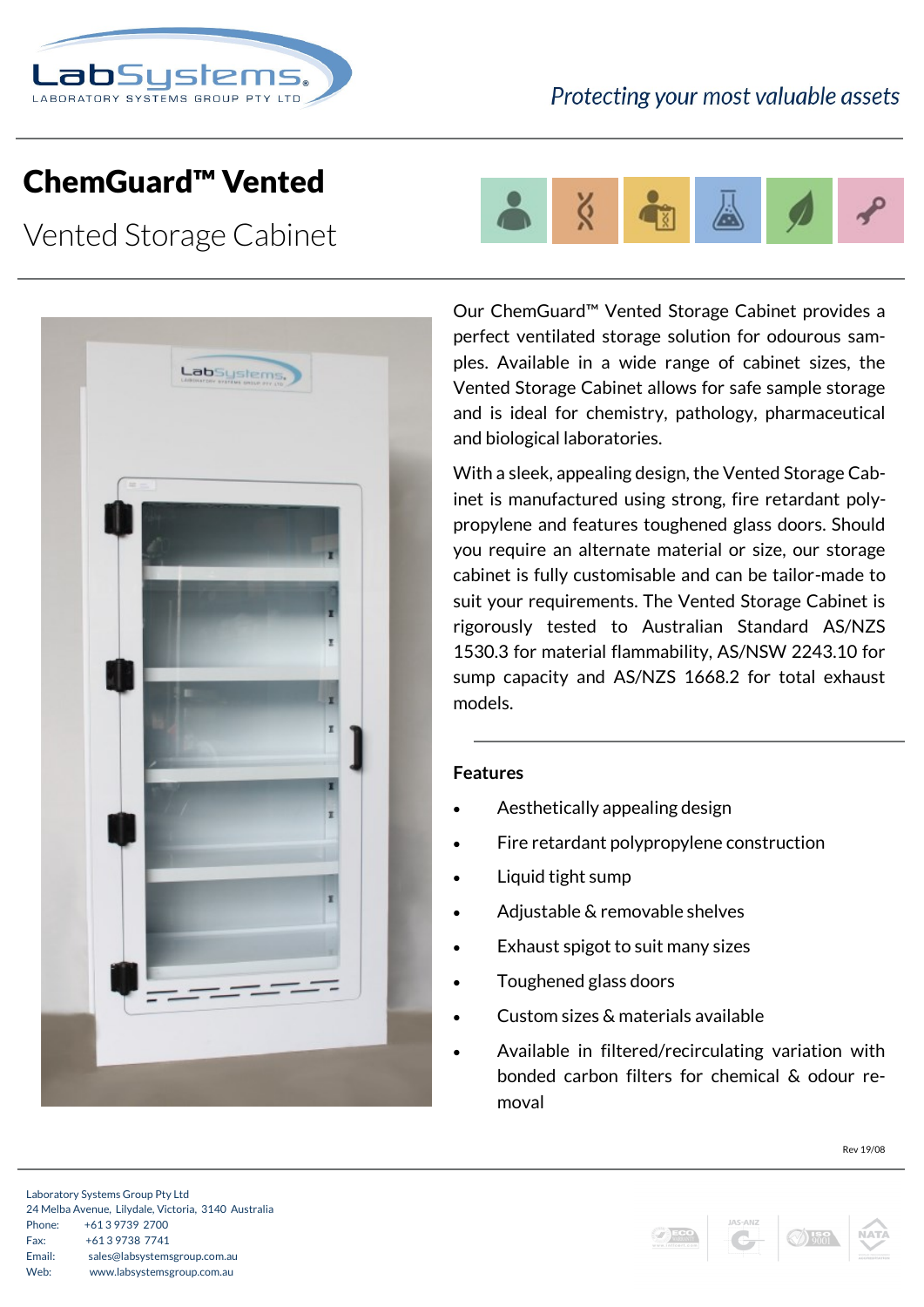*Protecting your most valuable assets*

# ChemGuard™ Vented

## Vented Storage Cabinet

Our ChemGuard™ Vented Storage Cabinet provides a perfect ventilated storage solution for odourous samples. Available in a wide range of cabinet sizes, the Vented Storage Cabinet allows for safe sample storage and is ideal for chemistry, pathology, pharmaceutical and biological laboratories.

With a sleek, appealing design, the Vented Storage Cabinet is manufactured using strong, fire retardant polypropylene and features toughened glass doors. Should you require an alternate material or size, our storage cabinet is fully customisable and can be tailor-made to suit your requirements. The Vented Storage Cabinet is rigorously tested to Australian Standard AS/NZS 1530.3 for material flammability, AS/NSW 2243.10 for sump capacity and AS/NZS 1668.2 for total exhaust models.

### Features

- Aesthetically appealing design
- Fire retardant polypropylene construction
- Liquid tight sump
- Adjustable & removable shelves
- Exhaust spigot to suit many sizes
- Toughened glass doors
- Custom sizes & materials available
- Available in filtered/recirculating variation with bonded carbon filters for chemical & odour removal

Rev 19/08

Laboratory Systems Group Pty Ltd
24 Melba Avenue, Lilydale, Victoria, 3140 Australia
Phone: +61 3 9739 2700
Fax: +61 3 9738 7741
Email: sales@labsystemsgroup.com.au
Web: www.labsystemsgroup.com.au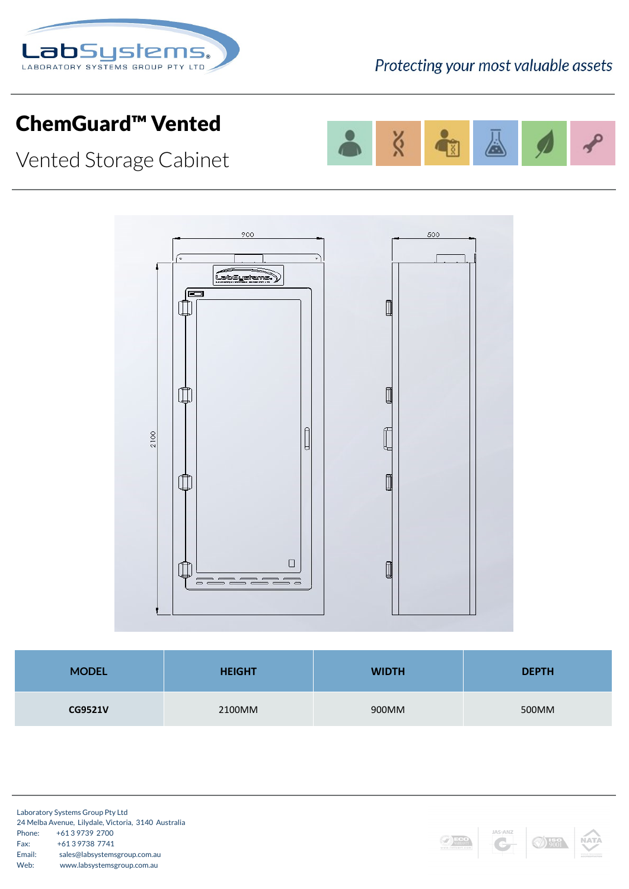*Protecting your most valuable assets*

# ChemGuard™ Vented

## Vented Storage Cabinet

900

500

2100

| MODEL | HEIGHT | WIDTH | DEPTH |
| --- | --- | --- | --- |
| **CG9521V** | 2100MM | 900MM | 500MM |

Laboratory Systems Group Pty Ltd
24 Melba Avenue, Lilydale, Victoria, 3140 Australia
Phone: +61 3 9739 2700
Fax: +61 3 9738 7741
Email: sales@labsystemsgroup.com.au
Web: www.labsystemsgroup.com.au